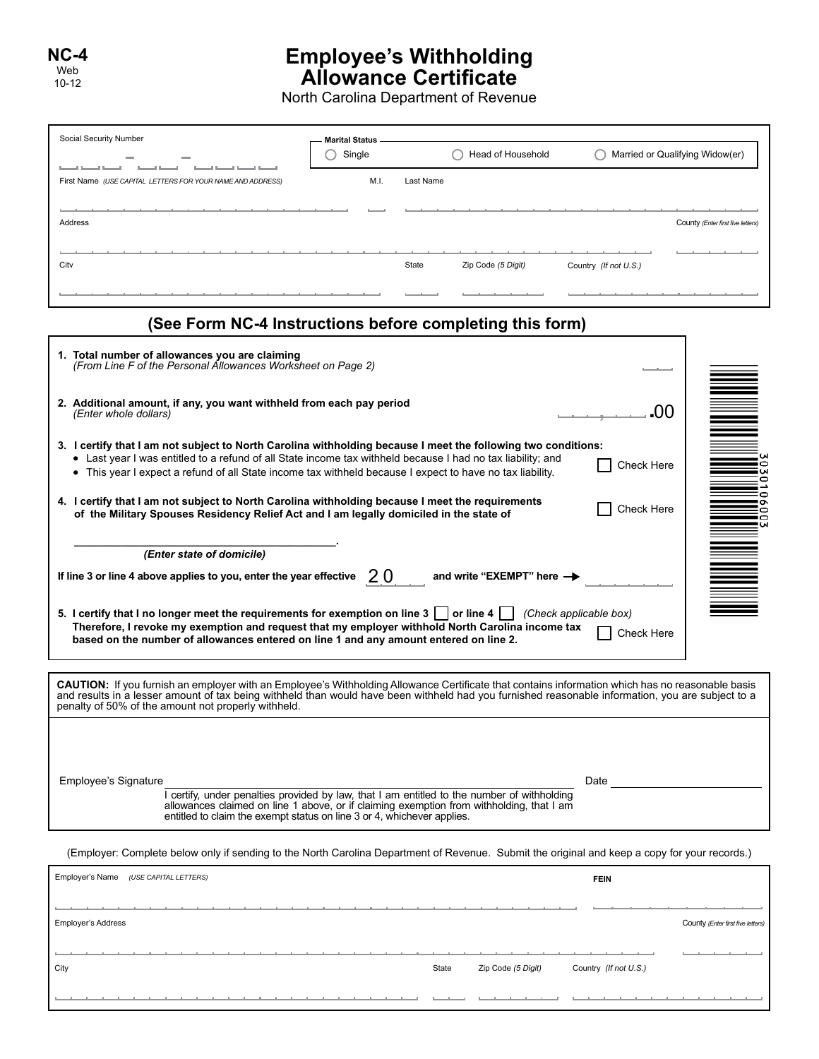NC-4
Web
10-12

# Employee's Withholding Allowance Certificate

North Carolina Department of Revenue

Social Security Number

Marital Status
○ Single ○ Head of Household ○ Married or Qualifying Widow(er)

First Name *(USE CAPITAL LETTERS FOR YOUR NAME AND ADDRESS)* M.I. Last Name

Address County *(Enter first five letters)*

City State Zip Code *(5 Digit)* Country *(If not U.S.)*

## (See Form NC-4 Instructions before completing this form)

**1. Total number of allowances you are claiming**
*(From Line F of the Personal Allowances Worksheet on Page 2)*

**2. Additional amount, if any, you want withheld from each pay period**
*(Enter whole dollars)* .00

**3. I certify that I am not subject to North Carolina withholding because I meet the following two conditions:**
- Last year I was entitled to a refund of all State income tax withheld because I had no tax liability; and
- This year I expect a refund of all State income tax withheld because I expect to have no tax liability.

☐ Check Here

**4. I certify that I am not subject to North Carolina withholding because I meet the requirements of the Military Spouses Residency Relief Act and I am legally domiciled in the state of** ☐ Check Here

\_\_\_\_\_\_\_\_\_\_\_\_\_\_\_\_\_\_\_\_\_\_\_\_\_\_\_\_\_\_\_\_\_.
***(Enter state of domicile)***

**If line 3 or line 4 above applies to you, enter the year effective** 20\_\_ **and write "EXEMPT" here →**

**5. I certify that I no longer meet the requirements for exemption on line 3 ☐ or line 4 ☐** *(Check applicable box)*
**Therefore, I revoke my exemption and request that my employer withhold North Carolina income tax based on the number of allowances entered on line 1 and any amount entered on line 2.** ☐ Check Here

3030106003

**CAUTION:** If you furnish an employer with an Employee's Withholding Allowance Certificate that contains information which has no reasonable basis and results in a lesser amount of tax being withheld than would have been withheld had you furnished reasonable information, you are subject to a penalty of 50% of the amount not properly withheld.

Employee's Signature \_\_\_\_\_\_\_\_\_\_\_\_\_\_\_\_\_\_\_\_\_\_\_\_\_\_\_\_\_\_ Date \_\_\_\_\_\_\_\_\_\_\_\_\_\_

I certify, under penalties provided by law, that I am entitled to the number of withholding allowances claimed on line 1 above, or if claiming exemption from withholding, that I am entitled to claim the exempt status on line 3 or 4, whichever applies.

(Employer: Complete below only if sending to the North Carolina Department of Revenue. Submit the original and keep a copy for your records.)

Employer's Name *(USE CAPITAL LETTERS)* FEIN

Employer's Address County *(Enter first five letters)*

City State Zip Code *(5 Digit)* Country *(If not U.S.)*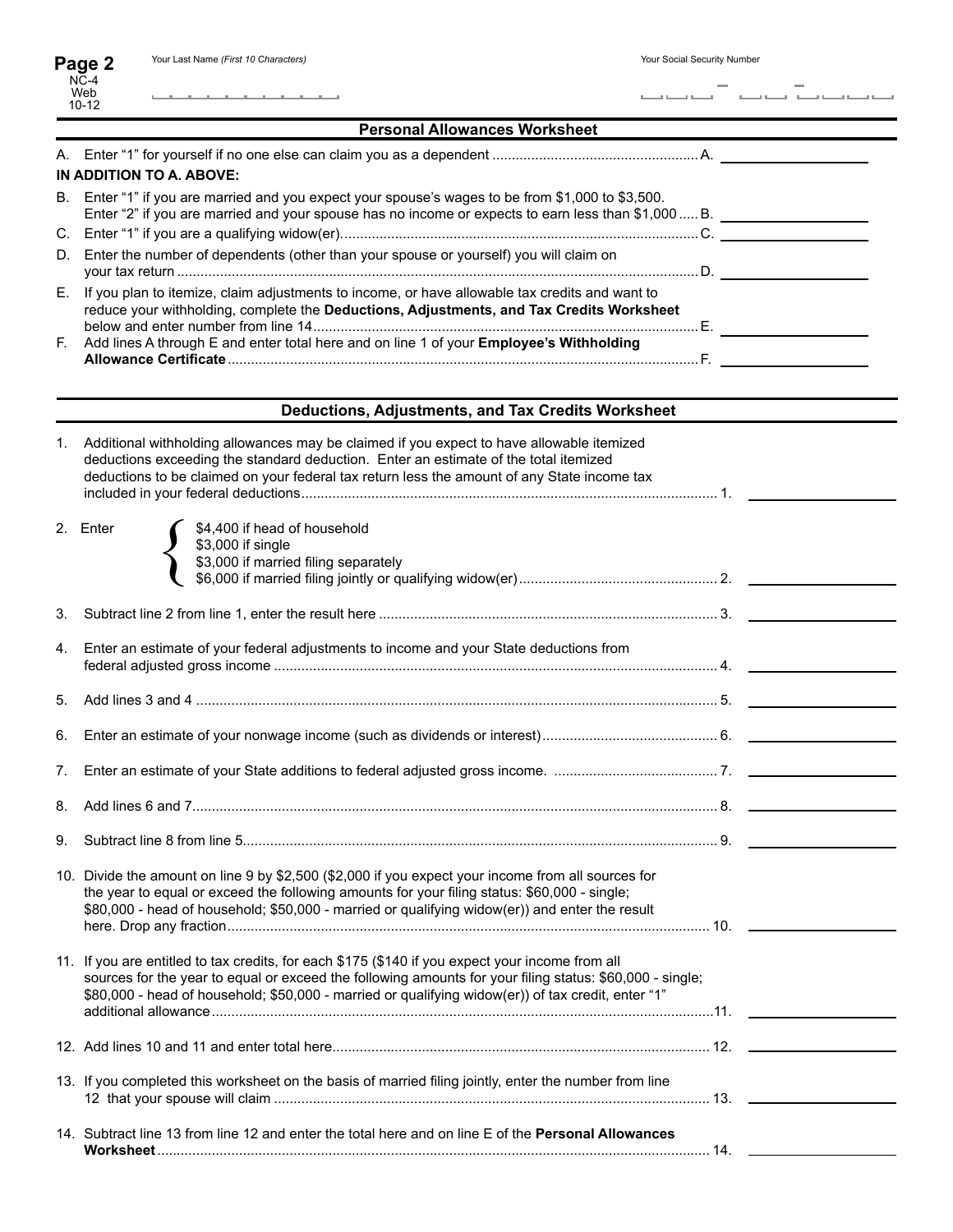Your Last Name *(First 10 Characters)*

Your Social Security Number

## Personal Allowances Worksheet

A. Enter "1" for yourself if no one else can claim you as a dependent ..................................................... A. ____________

**IN ADDITION TO A. ABOVE:**

B. Enter "1" if you are married and you expect your spouse's wages to be from $1,000 to $3,500. Enter "2" if you are married and your spouse has no income or expects to earn less than $1,000 ..... B. ____________

C. Enter "1" if you are a qualifying widow(er)........................................................................... C. ____________

D. Enter the number of dependents (other than your spouse or yourself) you will claim on your tax return ........................................................................................................................ D. ____________

E. If you plan to itemize, claim adjustments to income, or have allowable tax credits and want to reduce your withholding, complete the **Deductions, Adjustments, and Tax Credits Worksheet** below and enter number from line 14.................................................................................. E. ____________

F. Add lines A through E and enter total here and on line 1 of your **Employee's Withholding Allowance Certificate** ........................................................................................................ F. ____________

## Deductions, Adjustments, and Tax Credits Worksheet

1. Additional withholding allowances may be claimed if you expect to have allowable itemized deductions exceeding the standard deduction. Enter an estimate of the total itemized deductions to be claimed on your federal tax return less the amount of any State income tax included in your federal deductions......................................................................................................... 1. ____________

2. Enter
   - $4,400 if head of household
   - $3,000 if single
   - $3,000 if married filing separately
   - $6,000 if married filing jointly or qualifying widow(er).................................................. 2. ____________

3. Subtract line 2 from line 1, enter the result here ...................................................................................... 3. ____________

4. Enter an estimate of your federal adjustments to income and your State deductions from federal adjusted gross income ................................................................................................ 4. ____________

5. Add lines 3 and 4 .................................................................................................................... 5. ____________

6. Enter an estimate of your nonwage income (such as dividends or interest)............................................ 6. ____________

7. Enter an estimate of your State additions to federal adjusted gross income. .......................................... 7. ____________

8. Add lines 6 and 7...................................................................................................................... 8. ____________

9. Subtract line 8 from line 5......................................................................................................... 9. ____________

10. Divide the amount on line 9 by $2,500 ($2,000 if you expect your income from all sources for the year to equal or exceed the following amounts for your filing status: $60,000 - single; $80,000 - head of household; $50,000 - married or qualifying widow(er)) and enter the result here. Drop any fraction.......................................................................................................... 10. ____________

11. If you are entitled to tax credits, for each $175 ($140 if you expect your income from all sources for the year to equal or exceed the following amounts for your filing status: $60,000 - single; $80,000 - head of household; $50,000 - married or qualifying widow(er)) of tax credit, enter "1" additional allowance...............................................................................................................11. ____________

12. Add lines 10 and 11 and enter total here................................................................................ 12. ____________

13. If you completed this worksheet on the basis of married filing jointly, enter the number from line 12 that your spouse will claim ............................................................................................... 13. ____________

14. Subtract line 13 from line 12 and enter the total here and on line E of the **Personal Allowances Worksheet**........................................................................................................................... 14. ____________